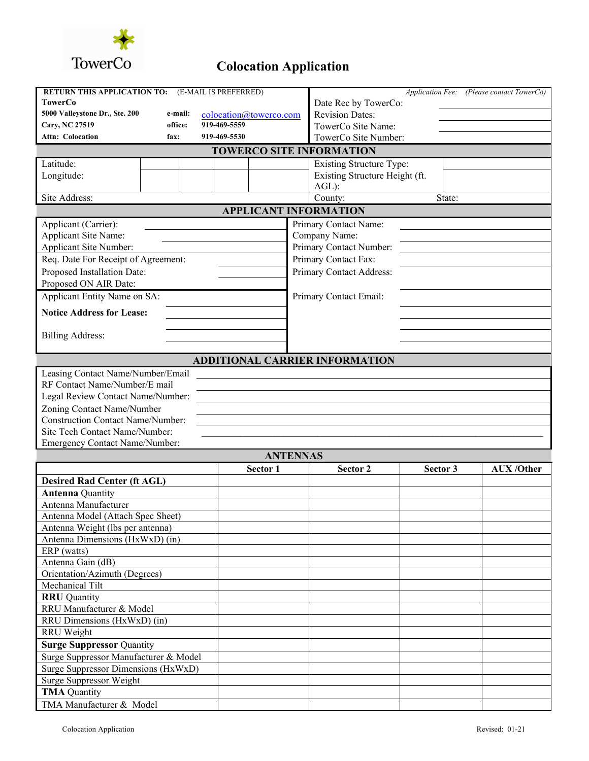TowerCo

# Colocation Application

| **RETURN THIS APPLICATION TO:** (E-MAIL IS PREFERRED) | | | *Application Fee: (Please contact TowerCo)* | |
|---|---|---|---|---|
| **TowerCo** | | | Date Rec by TowerCo: | |
| **5000 Valleystone Dr., Ste. 200** | **e-mail:** | colocation@towerco.com | Revision Dates: | |
| **Cary, NC 27519** | **office:** | 919-469-5559 | TowerCo Site Name: | |
| **Attn: Colocation** | **fax:** | 919-469-5530 | TowerCo Site Number: | |

## TOWERCO SITE INFORMATION

| | | | | | | |
|---|---|---|---|---|---|---|
| Latitude: | | | | | Existing Structure Type: | |
| Longitude: | | | | | Existing Structure Height (ft. AGL): | |
| Site Address: | | | | | County: | State: |

## APPLICANT INFORMATION

| | | | |
|---|---|---|---|
| Applicant (Carrier): | | Primary Contact Name: | |
| Applicant Site Name: | | Company Name: | |
| Applicant Site Number: | | Primary Contact Number: | |
| Req. Date For Receipt of Agreement: | | Primary Contact Fax: | |
| Proposed Installation Date: | | Primary Contact Address: | |
| Proposed ON AIR Date: | | | |
| Applicant Entity Name on SA: | | Primary Contact Email: | |
| **Notice Address for Lease:** | | | |
| Billing Address: | | | |

## ADDITIONAL CARRIER INFORMATION

| | |
|---|---|
| Leasing Contact Name/Number/Email | |
| RF Contact Name/Number/E mail | |
| Legal Review Contact Name/Number: | |
| Zoning Contact Name/Number | |
| Construction Contact Name/Number: | |
| Site Tech Contact Name/Number: | |
| Emergency Contact Name/Number: | |

## ANTENNAS

| | Sector 1 | Sector 2 | Sector 3 | AUX /Other |
|---|---|---|---|---|
| **Desired Rad Center (ft AGL)** | | | | |
| **Antenna** Quantity | | | | |
| Antenna Manufacturer | | | | |
| Antenna Model (Attach Spec Sheet) | | | | |
| Antenna Weight (lbs per antenna) | | | | |
| Antenna Dimensions (HxWxD) (in) | | | | |
| ERP (watts) | | | | |
| Antenna Gain (dB) | | | | |
| Orientation/Azimuth (Degrees) | | | | |
| Mechanical Tilt | | | | |
| **RRU** Quantity | | | | |
| RRU Manufacturer & Model | | | | |
| RRU Dimensions (HxWxD) (in) | | | | |
| RRU Weight | | | | |
| **Surge Suppressor** Quantity | | | | |
| Surge Suppressor Manufacturer & Model | | | | |
| Surge Suppressor Dimensions (HxWxD) | | | | |
| Surge Suppressor Weight | | | | |
| **TMA** Quantity | | | | |
| TMA Manufacturer & Model | | | | |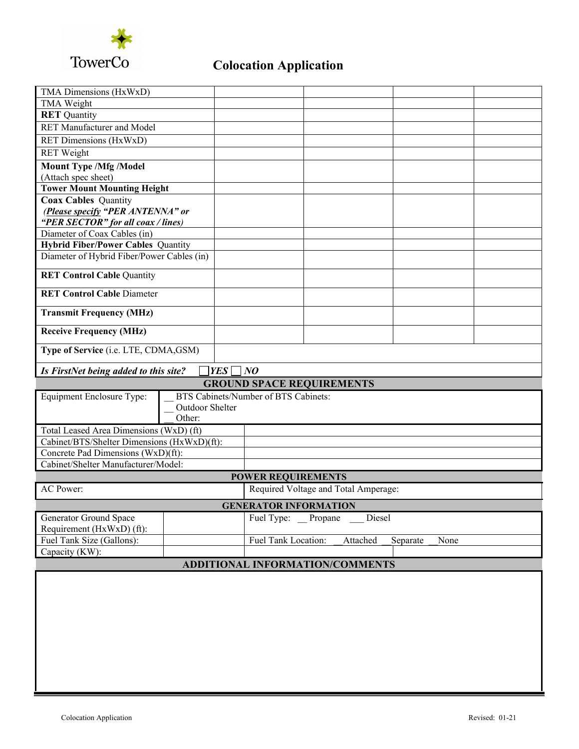# Colocation Application

| TMA Dimensions (HxWxD) | | | | |
|---|---|---|---|---|
| TMA Weight | | | | |
| **RET** Quantity | | | | |
| RET Manufacturer and Model | | | | |
| RET Dimensions (HxWxD) | | | | |
| RET Weight | | | | |
| **Mount Type /Mfg /Model** (Attach spec sheet) | | | | |
| **Tower Mount Mounting Height** | | | | |
| **Coax Cables** Quantity ***(Please specify "PER ANTENNA" or "PER SECTOR" for all coax / lines)*** | | | | |
| Diameter of Coax Cables (in) | | | | |
| **Hybrid Fiber/Power Cables** Quantity | | | | |
| Diameter of Hybrid Fiber/Power Cables (in) | | | | |
| **RET Control Cable** Quantity | | | | |
| **RET Control Cable** Diameter | | | | |
| **Transmit Frequency (MHz)** | | | | |
| **Receive Frequency (MHz)** | | | | |
| **Type of Service** (i.e. LTE, CDMA,GSM) | | | | |

***Is FirstNet being added to this site?*** ☐ ***YES*** ☐ ***NO***

## GROUND SPACE REQUIREMENTS

| Equipment Enclosure Type: | __ BTS Cabinets/Number of BTS Cabinets:<br>__ Outdoor Shelter<br>__ Other: |
|---|---|
| Total Leased Area Dimensions (WxD) (ft) | |
| Cabinet/BTS/Shelter Dimensions (HxWxD)(ft): | |
| Concrete Pad Dimensions (WxD)(ft): | |
| Cabinet/Shelter Manufacturer/Model: | |

## POWER REQUIREMENTS

| AC Power: | Required Voltage and Total Amperage: |
|---|---|

## GENERATOR INFORMATION

| Generator Ground Space Requirement (HxWxD) (ft): | | Fuel Type: __ Propane ___ Diesel |
|---|---|---|
| Fuel Tank Size (Gallons): | | Fuel Tank Location: __Attached __Separate __None |
| Capacity (KW): | | |

## ADDITIONAL INFORMATION/COMMENTS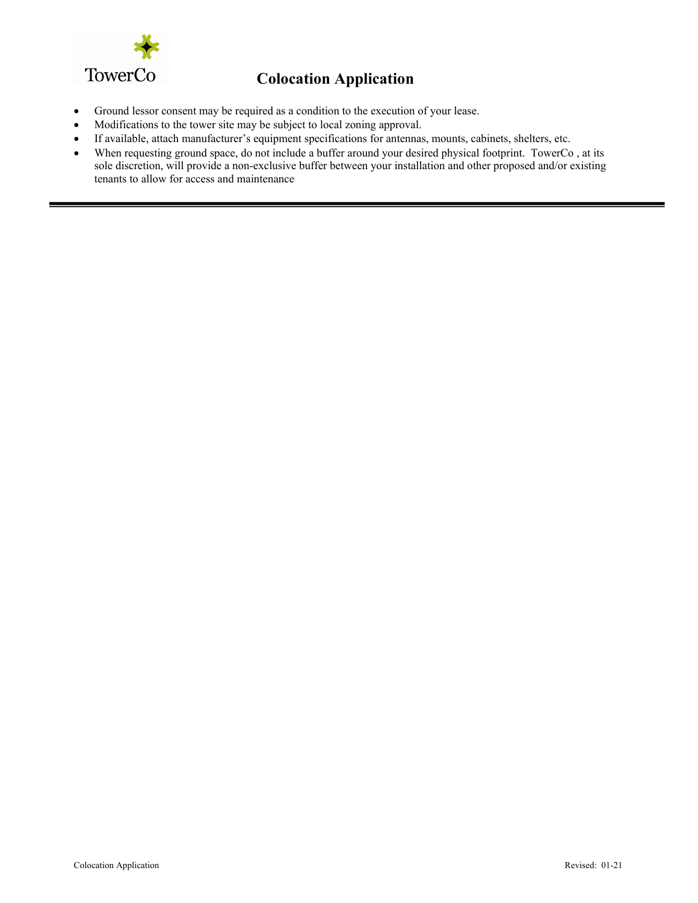# Colocation Application

- Ground lessor consent may be required as a condition to the execution of your lease.
- Modifications to the tower site may be subject to local zoning approval.
- If available, attach manufacturer's equipment specifications for antennas, mounts, cabinets, shelters, etc.
- When requesting ground space, do not include a buffer around your desired physical footprint. TowerCo , at its sole discretion, will provide a non-exclusive buffer between your installation and other proposed and/or existing tenants to allow for access and maintenance